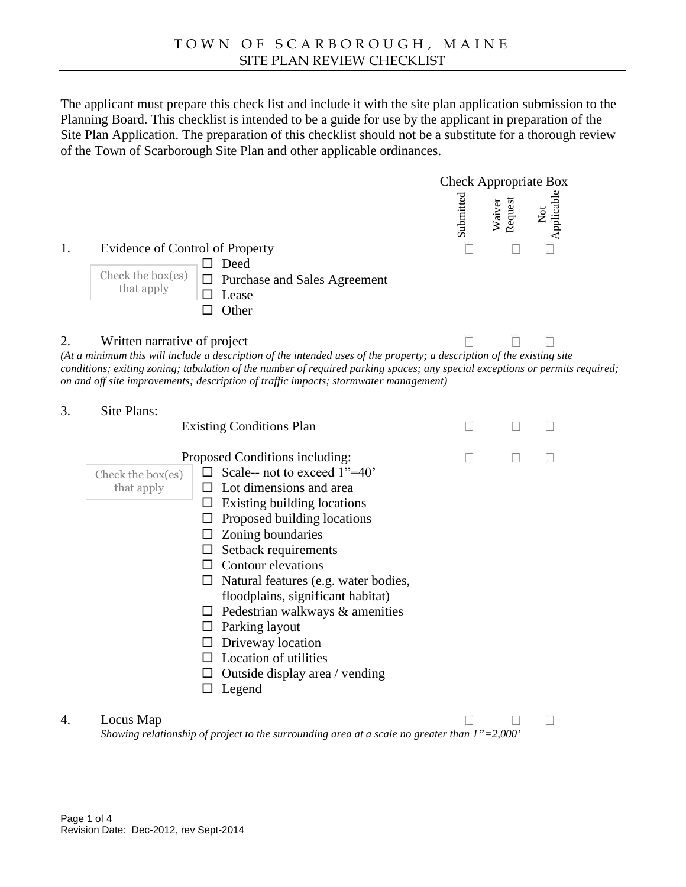# TOWN OF SCARBOROUGH, MAINE

## SITE PLAN REVIEW CHECKLIST

The applicant must prepare this check list and include it with the site plan application submission to the Planning Board. This checklist is intended to be a guide for use by the applicant in preparation of the Site Plan Application. <u>The preparation of this checklist should not be a substitute for a thorough review of the Town of Scarborough Site Plan and other applicable ordinances.</u>

Check Appropriate Box

| | Submitted | Waiver Request | Not Applicable |
|---|---|---|---|
| 1. Evidence of Control of Property | ☐ | ☐ | ☐ |
| 2. Written narrative of project | ☐ | ☐ | ☐ |
| 3. Site Plans: Existing Conditions Plan | ☐ | ☐ | ☐ |
| 3. Site Plans: Proposed Conditions including | ☐ | ☐ | ☐ |
| 4. Locus Map | ☐ | ☐ | ☐ |

1. Evidence of Control of Property

   Check the box(es) that apply

   - ☐ Deed
   - ☐ Purchase and Sales Agreement
   - ☐ Lease
   - ☐ Other

2. Written narrative of project

   *(At a minimum this will include a description of the intended uses of the property; a description of the existing site conditions; exiting zoning; tabulation of the number of required parking spaces; any special exceptions or permits required; on and off site improvements; description of traffic impacts; stormwater management)*

3. Site Plans:

   Existing Conditions Plan

   Proposed Conditions including:

   Check the box(es) that apply

   - ☐ Scale-- not to exceed 1"=40'
   - ☐ Lot dimensions and area
   - ☐ Existing building locations
   - ☐ Proposed building locations
   - ☐ Zoning boundaries
   - ☐ Setback requirements
   - ☐ Contour elevations
   - ☐ Natural features (e.g. water bodies, floodplains, significant habitat)
   - ☐ Pedestrian walkways & amenities
   - ☐ Parking layout
   - ☐ Driveway location
   - ☐ Location of utilities
   - ☐ Outside display area / vending
   - ☐ Legend

4. Locus Map

   *Showing relationship of project to the surrounding area at a scale no greater than 1"=2,000'*

Revision Date: Dec-2012, rev Sept-2014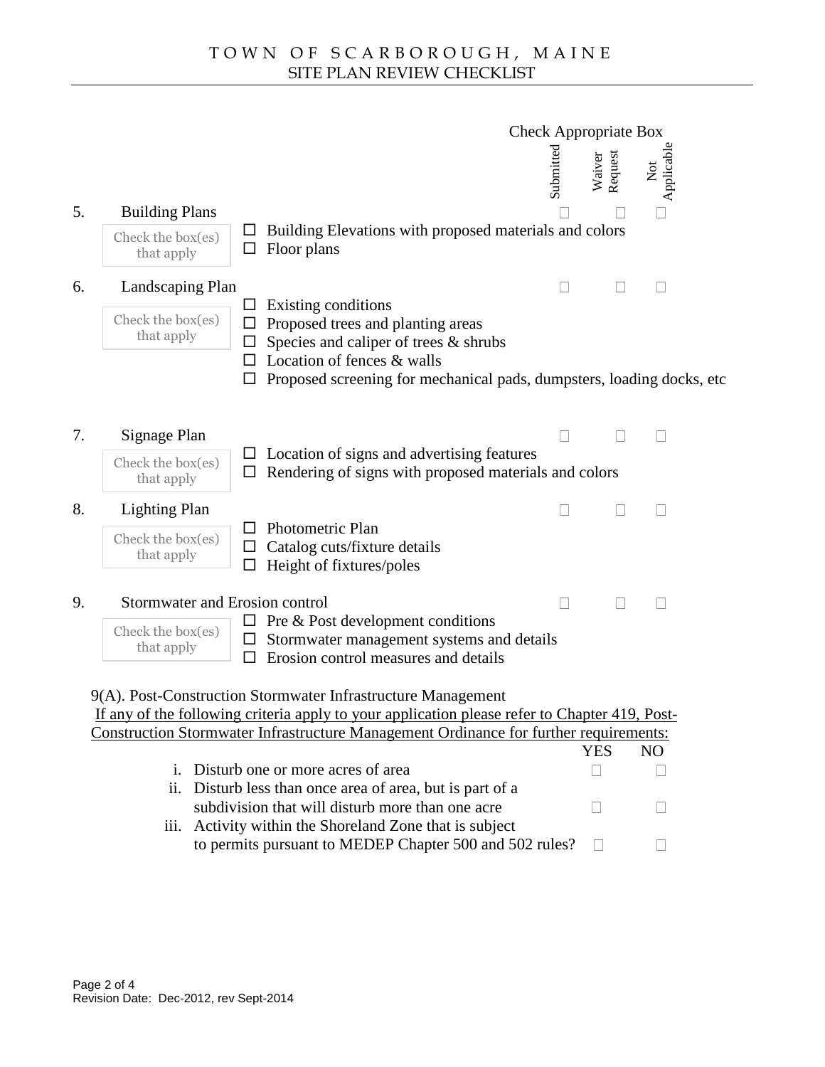# TOWN OF SCARBOROUGH, MAINE
## SITE PLAN REVIEW CHECKLIST

Check Appropriate Box

| | | Submitted | Waiver Request | Not Applicable |
|---|---|---|---|---|
| 5. | Building Plans | ☐ | ☐ | ☐ |
| 6. | Landscaping Plan | ☐ | ☐ | ☐ |
| 7. | Signage Plan | ☐ | ☐ | ☐ |
| 8. | Lighting Plan | ☐ | ☐ | ☐ |
| 9. | Stormwater and Erosion control | ☐ | ☐ | ☐ |

**5. Building Plans**

Check the box(es) that apply

- ☐ Building Elevations with proposed materials and colors
- ☐ Floor plans

**6. Landscaping Plan**

Check the box(es) that apply

- ☐ Existing conditions
- ☐ Proposed trees and planting areas
- ☐ Species and caliper of trees & shrubs
- ☐ Location of fences & walls
- ☐ Proposed screening for mechanical pads, dumpsters, loading docks, etc

**7. Signage Plan**

Check the box(es) that apply

- ☐ Location of signs and advertising features
- ☐ Rendering of signs with proposed materials and colors

**8. Lighting Plan**

Check the box(es) that apply

- ☐ Photometric Plan
- ☐ Catalog cuts/fixture details
- ☐ Height of fixtures/poles

**9. Stormwater and Erosion control**

Check the box(es) that apply

- ☐ Pre & Post development conditions
- ☐ Stormwater management systems and details
- ☐ Erosion control measures and details

9(A). Post-Construction Stormwater Infrastructure Management

If any of the following criteria apply to your application please refer to Chapter 419, Post-Construction Stormwater Infrastructure Management Ordinance for further requirements:

| | | YES | NO |
|---|---|---|---|
| i. | Disturb one or more acres of area | ☐ | ☐ |
| ii. | Disturb less than once area of area, but is part of a subdivision that will disturb more than one acre | ☐ | ☐ |
| iii. | Activity within the Shoreland Zone that is subject to permits pursuant to MEDEP Chapter 500 and 502 rules? | ☐ | ☐ |

Revision Date: Dec-2012, rev Sept-2014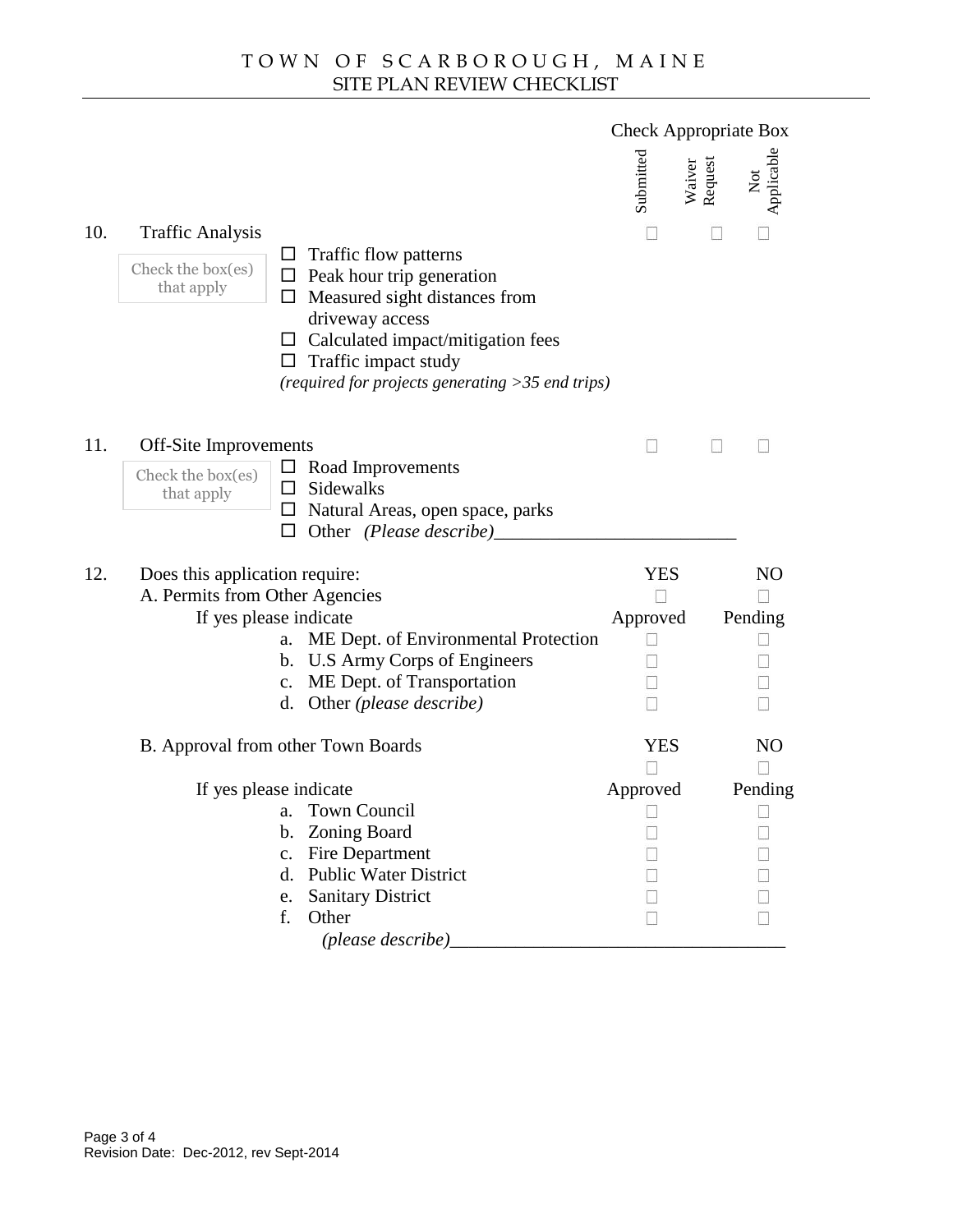# TOWN OF SCARBOROUGH, MAINE
## SITE PLAN REVIEW CHECKLIST

| | | Submitted | Waiver Request | Not Applicable |
|---|---|---|---|---|
| 10. | Traffic Analysis | ☐ | ☐ | ☐ |
| 11. | Off-Site Improvements | ☐ | ☐ | ☐ |

**10. Traffic Analysis**

Check the box(es) that apply

- ☐ Traffic flow patterns
- ☐ Peak hour trip generation
- ☐ Measured sight distances from driveway access
- ☐ Calculated impact/mitigation fees
- ☐ Traffic impact study

*(required for projects generating >35 end trips)*

**11. Off-Site Improvements**

Check the box(es) that apply

- ☐ Road Improvements
- ☐ Sidewalks
- ☐ Natural Areas, open space, parks
- ☐ Other *(Please describe)*\_\_\_\_\_\_\_\_\_\_\_\_\_\_\_\_\_\_\_\_\_\_\_\_\_\_

**12. Does this application require:**

| A. Permits from Other Agencies | YES | NO |
|---|---|---|
| | ☐ | ☐ |
| If yes please indicate | Approved | Pending |
| a. ME Dept. of Environmental Protection | ☐ | ☐ |
| b. U.S Army Corps of Engineers | ☐ | ☐ |
| c. ME Dept. of Transportation | ☐ | ☐ |
| d. Other *(please describe)* | ☐ | ☐ |

| B. Approval from other Town Boards | YES | NO |
|---|---|---|
| | ☐ | ☐ |
| If yes please indicate | Approved | Pending |
| a. Town Council | ☐ | ☐ |
| b. Zoning Board | ☐ | ☐ |
| c. Fire Department | ☐ | ☐ |
| d. Public Water District | ☐ | ☐ |
| e. Sanitary District | ☐ | ☐ |
| f. Other | ☐ | ☐ |

*(please describe)*\_\_\_\_\_\_\_\_\_\_\_\_\_\_\_\_\_\_\_\_\_\_\_\_\_\_\_\_\_\_\_\_\_\_\_\_

Revision Date: Dec-2012, rev Sept-2014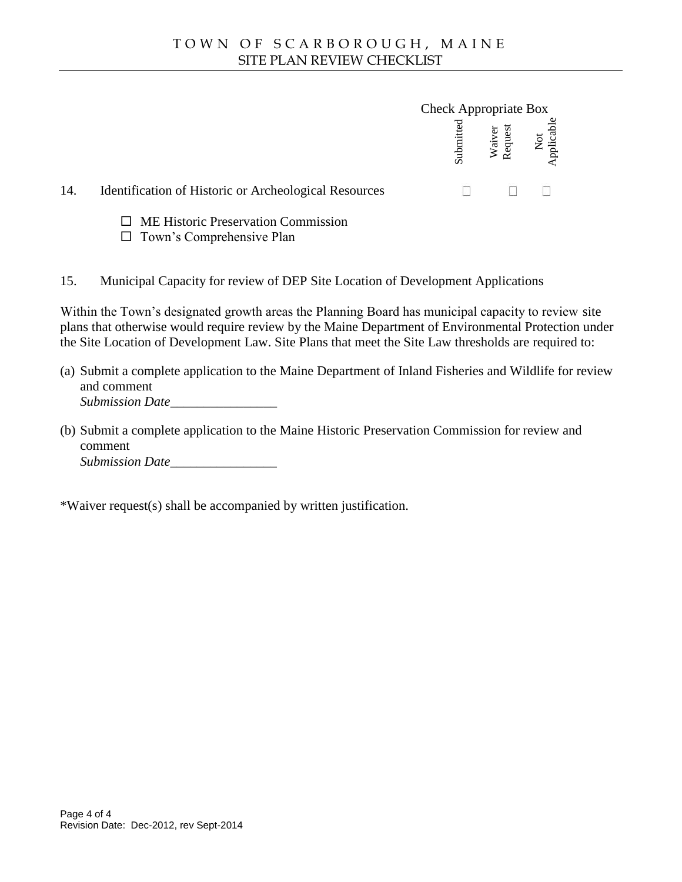# TOWN OF SCARBOROUGH, MAINE
## SITE PLAN REVIEW CHECKLIST

| | Check Appropriate Box | | |
|---|---|---|---|
| | Submitted | Waiver Request | Not Applicable |
| 14. Identification of Historic or Archeological Resources | ☐ | ☐ | ☐ |

- ☐ ME Historic Preservation Commission
- ☐ Town's Comprehensive Plan

15. Municipal Capacity for review of DEP Site Location of Development Applications

Within the Town's designated growth areas the Planning Board has municipal capacity to review site plans that otherwise would require review by the Maine Department of Environmental Protection under the Site Location of Development Law. Site Plans that meet the Site Law thresholds are required to:

(a) Submit a complete application to the Maine Department of Inland Fisheries and Wildlife for review and comment
*Submission Date*________________

(b) Submit a complete application to the Maine Historic Preservation Commission for review and comment
*Submission Date*________________

*Waiver request(s) shall be accompanied by written justification.

Revision Date: Dec-2012, rev Sept-2014